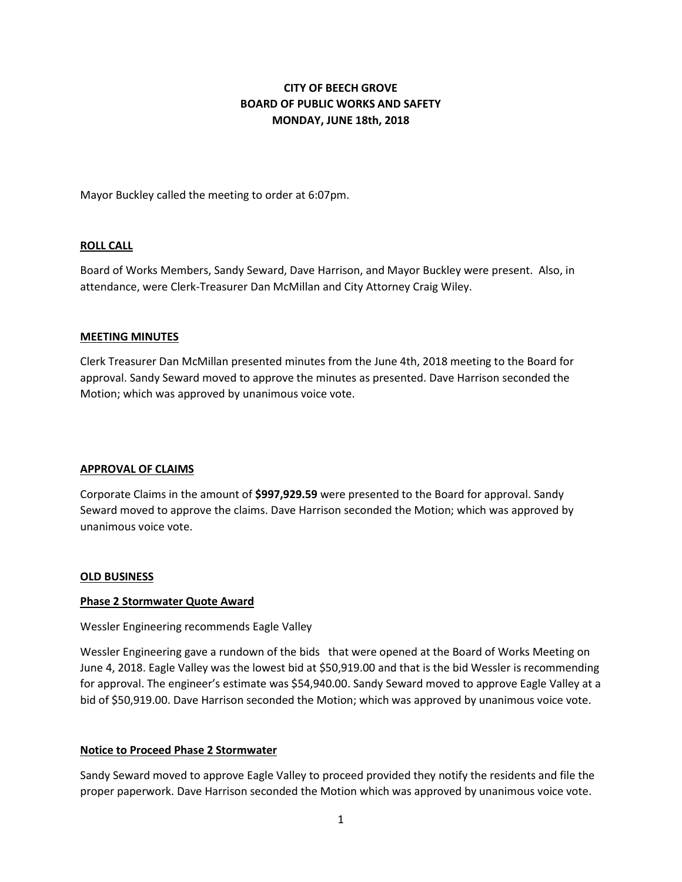# CITY OF BEECH GROVE
# BOARD OF PUBLIC WORKS AND SAFETY
# MONDAY, JUNE 18th, 2018

Mayor Buckley called the meeting to order at 6:07pm.

## ROLL CALL

Board of Works Members, Sandy Seward, Dave Harrison, and Mayor Buckley were present. Also, in attendance, were Clerk-Treasurer Dan McMillan and City Attorney Craig Wiley.

## MEETING MINUTES

Clerk Treasurer Dan McMillan presented minutes from the June 4th, 2018 meeting to the Board for approval. Sandy Seward moved to approve the minutes as presented. Dave Harrison seconded the Motion; which was approved by unanimous voice vote.

## APPROVAL OF CLAIMS

Corporate Claims in the amount of **$997,929.59** were presented to the Board for approval. Sandy Seward moved to approve the claims. Dave Harrison seconded the Motion; which was approved by unanimous voice vote.

## OLD BUSINESS

### Phase 2 Stormwater Quote Award

Wessler Engineering recommends Eagle Valley

Wessler Engineering gave a rundown of the bids that were opened at the Board of Works Meeting on June 4, 2018. Eagle Valley was the lowest bid at $50,919.00 and that is the bid Wessler is recommending for approval. The engineer's estimate was $54,940.00. Sandy Seward moved to approve Eagle Valley at a bid of $50,919.00. Dave Harrison seconded the Motion; which was approved by unanimous voice vote.

### Notice to Proceed Phase 2 Stormwater

Sandy Seward moved to approve Eagle Valley to proceed provided they notify the residents and file the proper paperwork. Dave Harrison seconded the Motion which was approved by unanimous voice vote.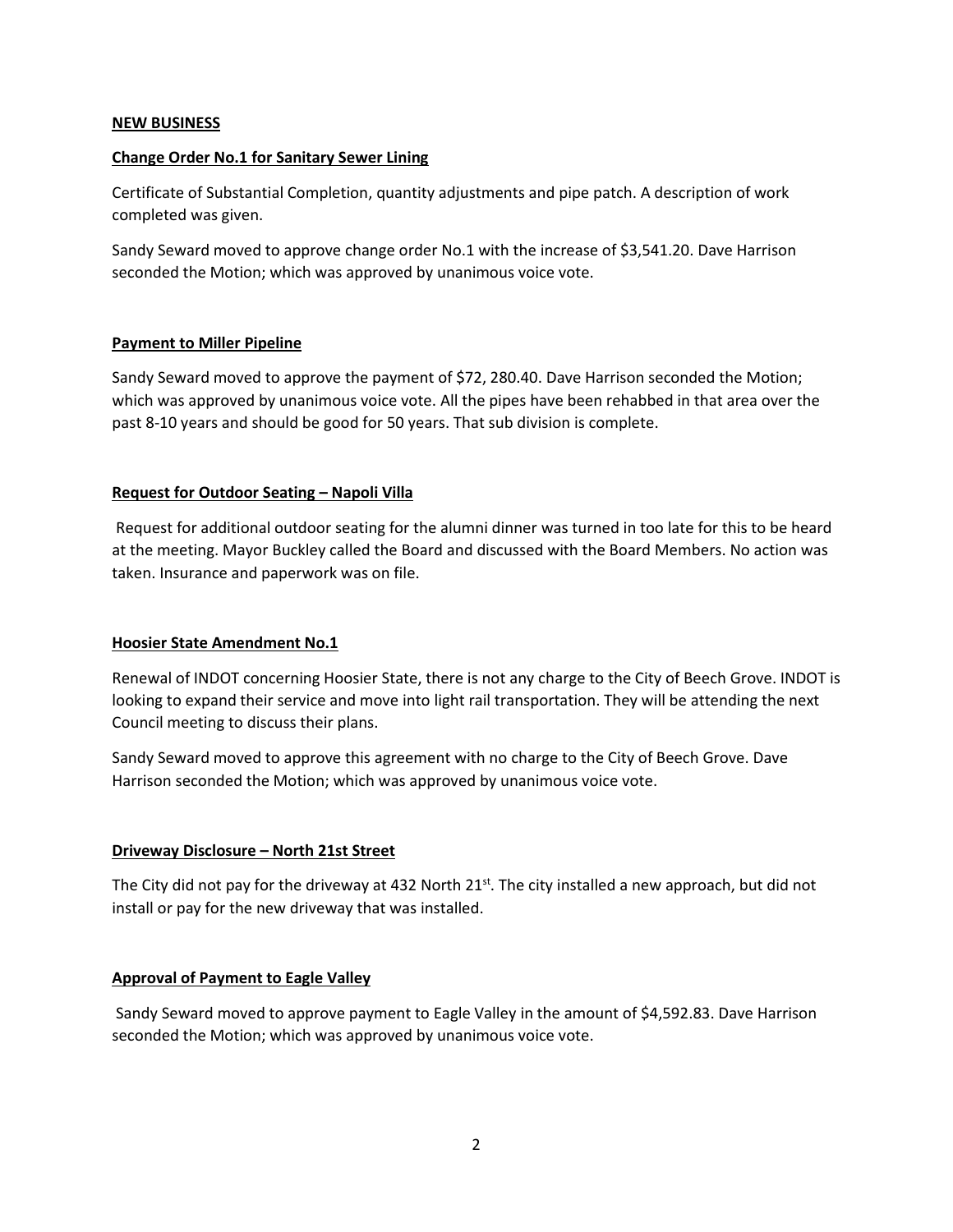**NEW BUSINESS**

**Change Order No.1 for Sanitary Sewer Lining**

Certificate of Substantial Completion, quantity adjustments and pipe patch. A description of work completed was given.

Sandy Seward moved to approve change order No.1 with the increase of $3,541.20. Dave Harrison seconded the Motion; which was approved by unanimous voice vote.

**Payment to Miller Pipeline**

Sandy Seward moved to approve the payment of $72, 280.40. Dave Harrison seconded the Motion; which was approved by unanimous voice vote. All the pipes have been rehabbed in that area over the past 8-10 years and should be good for 50 years. That sub division is complete.

**Request for Outdoor Seating – Napoli Villa**

Request for additional outdoor seating for the alumni dinner was turned in too late for this to be heard at the meeting. Mayor Buckley called the Board and discussed with the Board Members. No action was taken. Insurance and paperwork was on file.

**Hoosier State Amendment No.1**

Renewal of INDOT concerning Hoosier State, there is not any charge to the City of Beech Grove. INDOT is looking to expand their service and move into light rail transportation. They will be attending the next Council meeting to discuss their plans.

Sandy Seward moved to approve this agreement with no charge to the City of Beech Grove. Dave Harrison seconded the Motion; which was approved by unanimous voice vote.

**Driveway Disclosure – North 21st Street**

The City did not pay for the driveway at 432 North 21st. The city installed a new approach, but did not install or pay for the new driveway that was installed.

**Approval of Payment to Eagle Valley**

Sandy Seward moved to approve payment to Eagle Valley in the amount of $4,592.83. Dave Harrison seconded the Motion; which was approved by unanimous voice vote.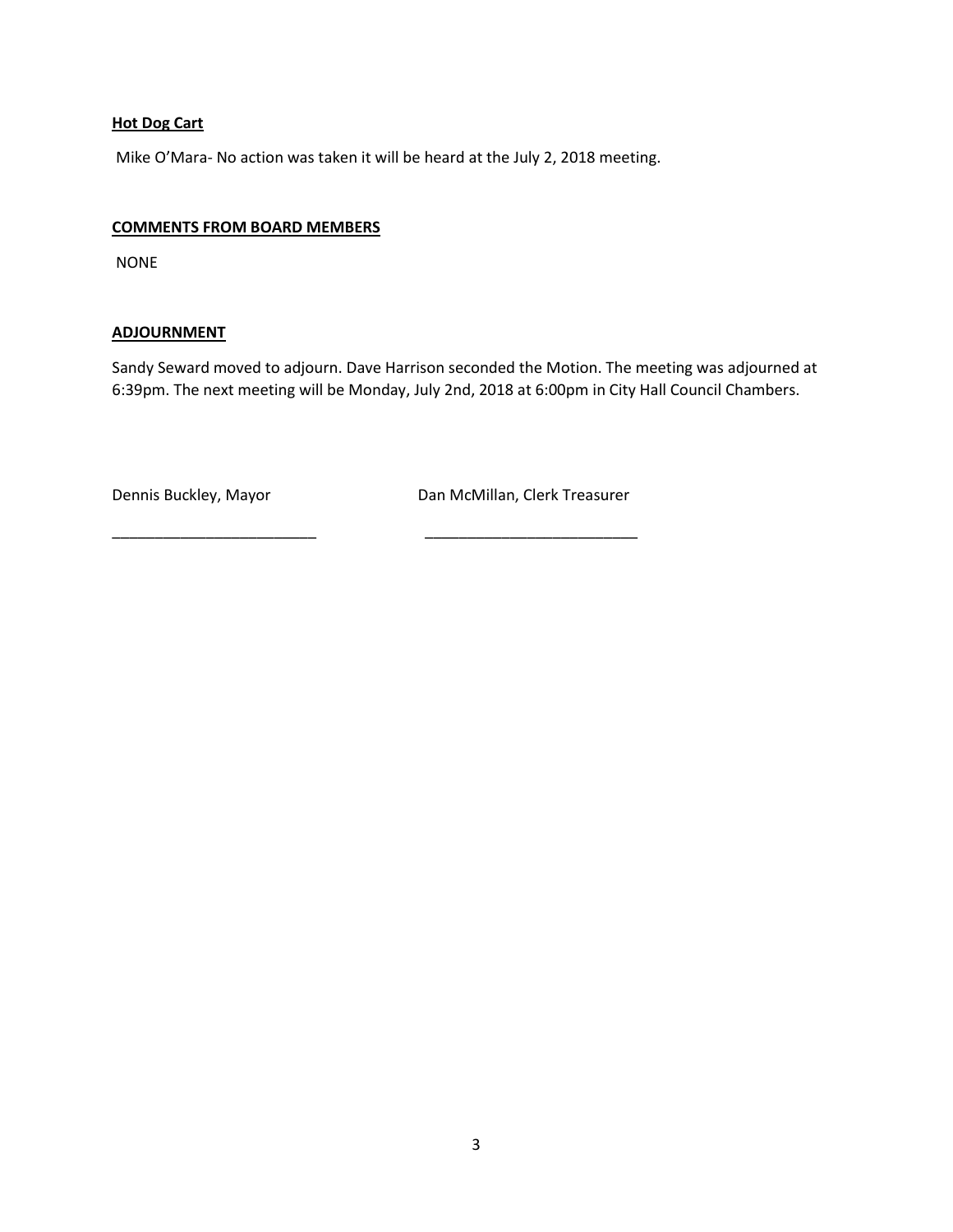**Hot Dog Cart**

Mike O'Mara- No action was taken it will be heard at the July 2, 2018 meeting.

**COMMENTS FROM BOARD MEMBERS**

NONE

**ADJOURNMENT**

Sandy Seward moved to adjourn. Dave Harrison seconded the Motion. The meeting was adjourned at 6:39pm. The next meeting will be Monday, July 2nd, 2018 at 6:00pm in City Hall Council Chambers.

Dennis Buckley, Mayor

________________________

Dan McMillan, Clerk Treasurer

________________________